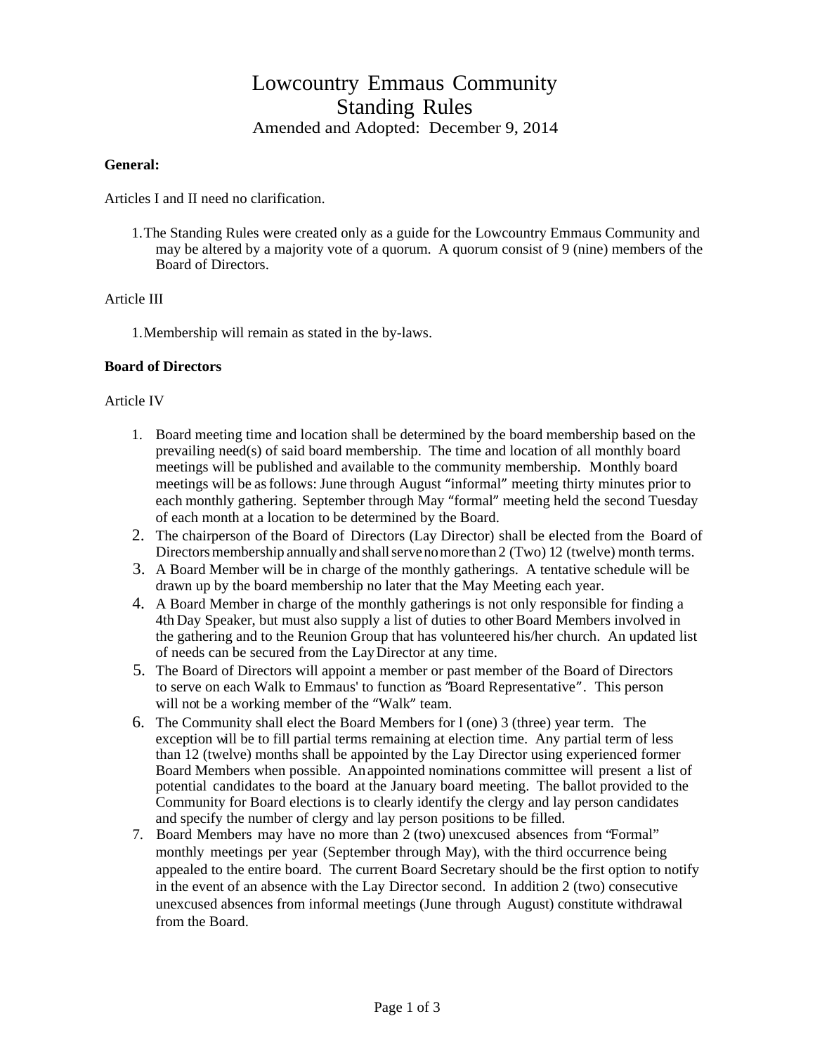# Lowcountry Emmaus Community
## Standing Rules
Amended and Adopted: December 9, 2014

**General:**

Articles I and II need no clarification.

1. The Standing Rules were created only as a guide for the Lowcountry Emmaus Community and may be altered by a majority vote of a quorum. A quorum consist of 9 (nine) members of the Board of Directors.

Article III

1. Membership will remain as stated in the by-laws.

**Board of Directors**

Article IV

1. Board meeting time and location shall be determined by the board membership based on the prevailing need(s) of said board membership. The time and location of all monthly board meetings will be published and available to the community membership. Monthly board meetings will be as follows: June through August "informal" meeting thirty minutes prior to each monthly gathering. September through May "formal" meeting held the second Tuesday of each month at a location to be determined by the Board.
2. The chairperson of the Board of Directors (Lay Director) shall be elected from the Board of Directors membership annually and shall serve no more than 2 (Two) 12 (twelve) month terms.
3. A Board Member will be in charge of the monthly gatherings. A tentative schedule will be drawn up by the board membership no later that the May Meeting each year.
4. A Board Member in charge of the monthly gatherings is not only responsible for finding a 4th Day Speaker, but must also supply a list of duties to other Board Members involved in the gathering and to the Reunion Group that has volunteered his/her church. An updated list of needs can be secured from the Lay Director at any time.
5. The Board of Directors will appoint a member or past member of the Board of Directors to serve on each Walk to Emmaus' to function as "Board Representative". This person will not be a working member of the "Walk" team.
6. The Community shall elect the Board Members for l (one) 3 (three) year term. The exception will be to fill partial terms remaining at election time. Any partial term of less than 12 (twelve) months shall be appointed by the Lay Director using experienced former Board Members when possible. An appointed nominations committee will present a list of potential candidates to the board at the January board meeting. The ballot provided to the Community for Board elections is to clearly identify the clergy and lay person candidates and specify the number of clergy and lay person positions to be filled.
7. Board Members may have no more than 2 (two) unexcused absences from "Formal" monthly meetings per year (September through May), with the third occurrence being appealed to the entire board. The current Board Secretary should be the first option to notify in the event of an absence with the Lay Director second. In addition 2 (two) consecutive unexcused absences from informal meetings (June through August) constitute withdrawal from the Board.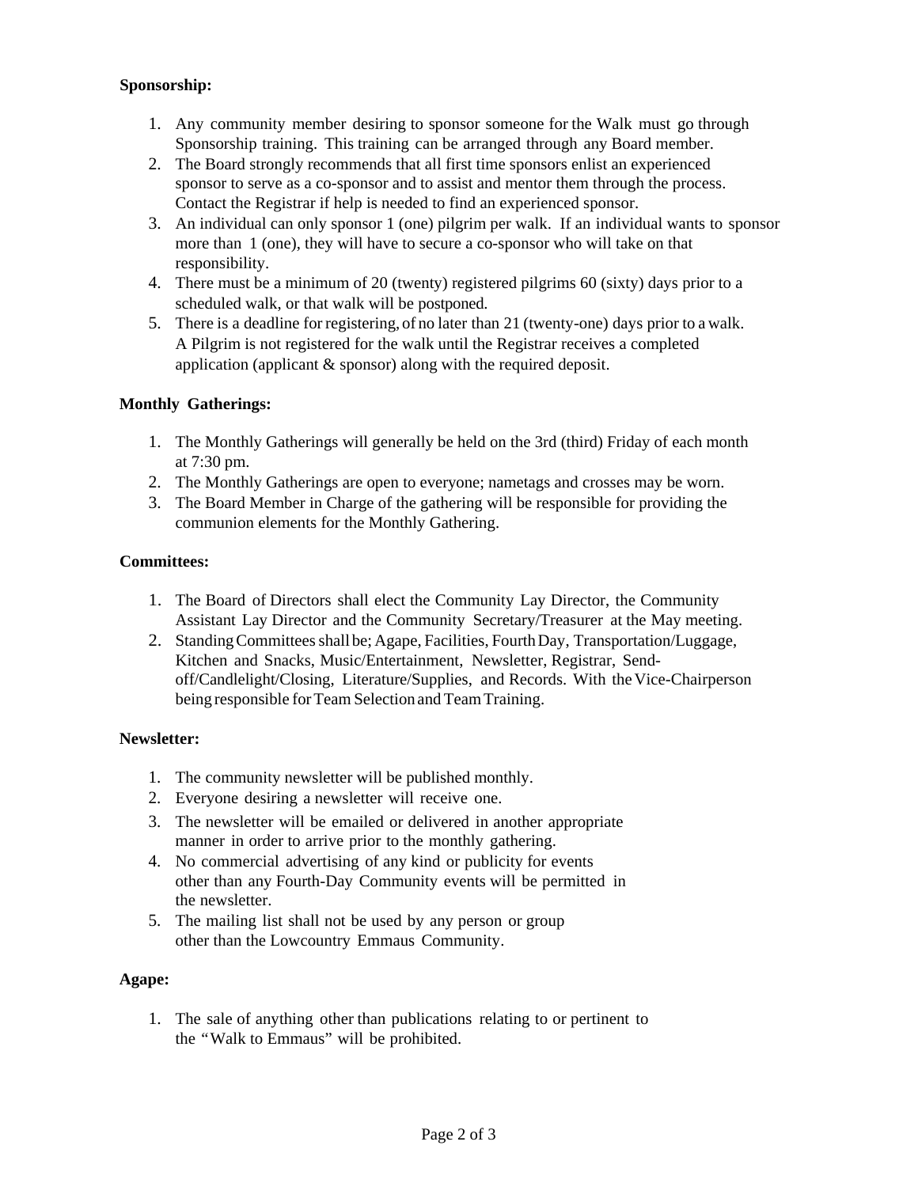**Sponsorship:**

1. Any community member desiring to sponsor someone for the Walk must go through Sponsorship training. This training can be arranged through any Board member.
2. The Board strongly recommends that all first time sponsors enlist an experienced sponsor to serve as a co-sponsor and to assist and mentor them through the process. Contact the Registrar if help is needed to find an experienced sponsor.
3. An individual can only sponsor 1 (one) pilgrim per walk. If an individual wants to sponsor more than 1 (one), they will have to secure a co-sponsor who will take on that responsibility.
4. There must be a minimum of 20 (twenty) registered pilgrims 60 (sixty) days prior to a scheduled walk, or that walk will be postponed.
5. There is a deadline for registering, of no later than 21 (twenty-one) days prior to a walk. A Pilgrim is not registered for the walk until the Registrar receives a completed application (applicant & sponsor) along with the required deposit.

**Monthly Gatherings:**

1. The Monthly Gatherings will generally be held on the 3rd (third) Friday of each month at 7:30 pm.
2. The Monthly Gatherings are open to everyone; nametags and crosses may be worn.
3. The Board Member in Charge of the gathering will be responsible for providing the communion elements for the Monthly Gathering.

**Committees:**

1. The Board of Directors shall elect the Community Lay Director, the Community Assistant Lay Director and the Community Secretary/Treasurer at the May meeting.
2. Standing Committees shall be; Agape, Facilities, Fourth Day, Transportation/Luggage, Kitchen and Snacks, Music/Entertainment, Newsletter, Registrar, Send-off/Candlelight/Closing, Literature/Supplies, and Records. With the Vice-Chairperson being responsible for Team Selection and Team Training.

**Newsletter:**

1. The community newsletter will be published monthly.
2. Everyone desiring a newsletter will receive one.
3. The newsletter will be emailed or delivered in another appropriate manner in order to arrive prior to the monthly gathering.
4. No commercial advertising of any kind or publicity for events other than any Fourth-Day Community events will be permitted in the newsletter.
5. The mailing list shall not be used by any person or group other than the Lowcountry Emmaus Community.

**Agape:**

1. The sale of anything other than publications relating to or pertinent to the "Walk to Emmaus" will be prohibited.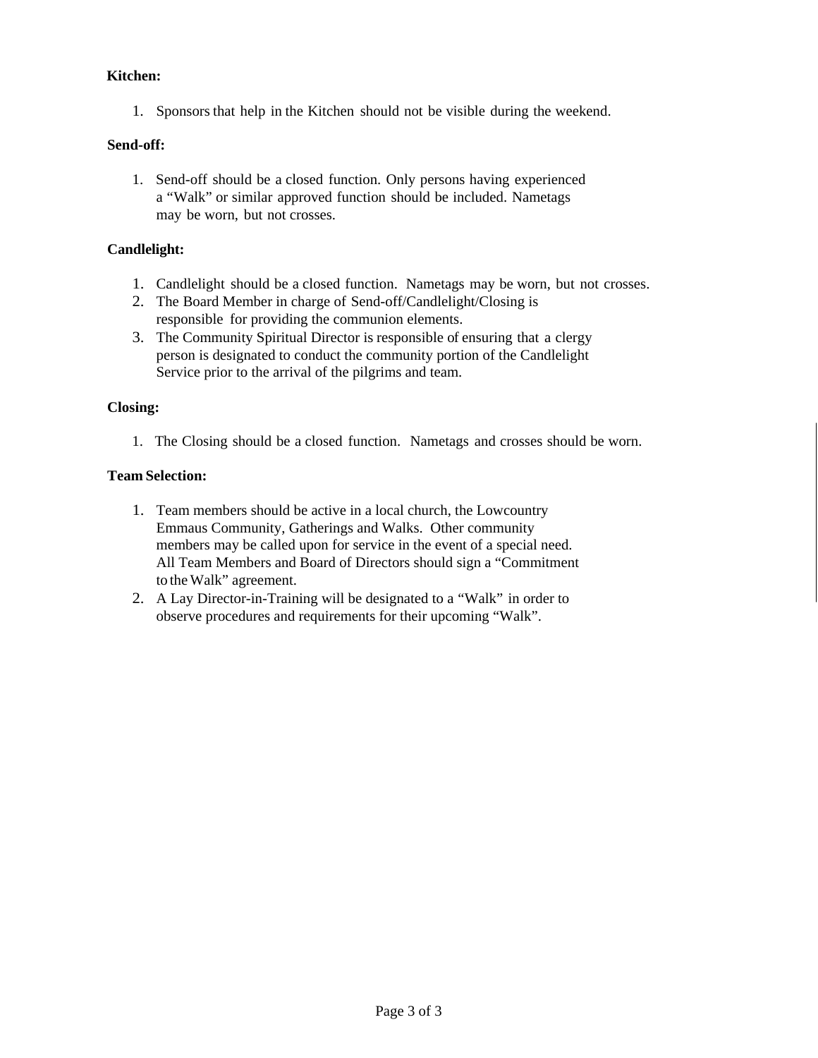**Kitchen:**

1. Sponsors that help in the Kitchen should not be visible during the weekend.

**Send-off:**

1. Send-off should be a closed function. Only persons having experienced a "Walk" or similar approved function should be included. Nametags may be worn, but not crosses.

**Candlelight:**

1. Candlelight should be a closed function. Nametags may be worn, but not crosses.
2. The Board Member in charge of Send-off/Candlelight/Closing is responsible for providing the communion elements.
3. The Community Spiritual Director is responsible of ensuring that a clergy person is designated to conduct the community portion of the Candlelight Service prior to the arrival of the pilgrims and team.

**Closing:**

1. The Closing should be a closed function. Nametags and crosses should be worn.

**Team Selection:**

1. Team members should be active in a local church, the Lowcountry Emmaus Community, Gatherings and Walks. Other community members may be called upon for service in the event of a special need. All Team Members and Board of Directors should sign a "Commitment to the Walk" agreement.
2. A Lay Director-in-Training will be designated to a "Walk" in order to observe procedures and requirements for their upcoming "Walk".